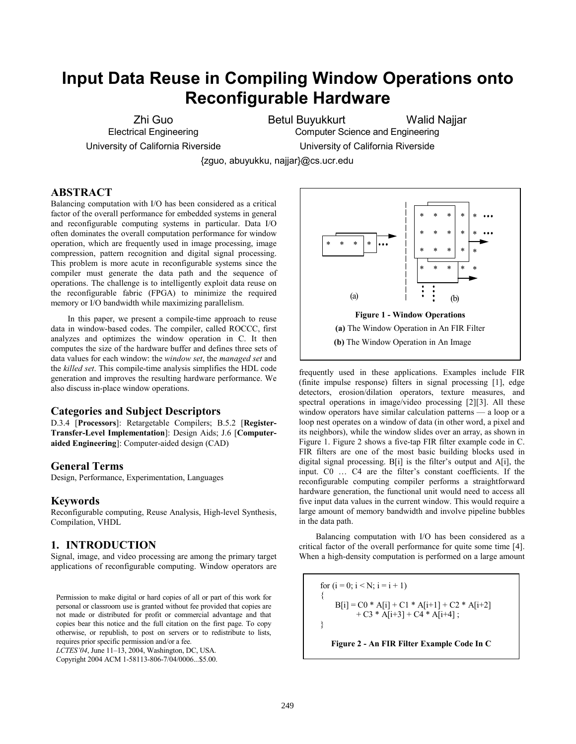# Input Data Reuse in Compiling Window Operations onto Reconfigurable Hardware

Zhi Guo
Electrical Engineering
University of California Riverside

Betul Buyukkurt, Walid Najjar
Computer Science and Engineering
University of California Riverside

{zguo, abuyukku, najjar}@cs.ucr.edu

## ABSTRACT

Balancing computation with I/O has been considered as a critical factor of the overall performance for embedded systems in general and reconfigurable computing systems in particular. Data I/O often dominates the overall computation performance for window operation, which are frequently used in image processing, image compression, pattern recognition and digital signal processing. This problem is more acute in reconfigurable systems since the compiler must generate the data path and the sequence of operations. The challenge is to intelligently exploit data reuse on the reconfigurable fabric (FPGA) to minimize the required memory or I/O bandwidth while maximizing parallelism.

In this paper, we present a compile-time approach to reuse data in window-based codes. The compiler, called ROCCC, first analyzes and optimizes the window operation in C. It then computes the size of the hardware buffer and defines three sets of data values for each window: the *window set*, the *managed set* and the *killed set*. This compile-time analysis simplifies the HDL code generation and improves the resulting hardware performance. We also discuss in-place window operations.

## Categories and Subject Descriptors

D.3.4 [**Processors**]: Retargetable Compilers; B.5.2 [**Register-Transfer-Level Implementation**]: Design Aids; J.6 [**Computer-aided Engineering**]: Computer-aided design (CAD)

## General Terms

Design, Performance, Experimentation, Languages

## Keywords

Reconfigurable computing, Reuse Analysis, High-level Synthesis, Compilation, VHDL

## 1. INTRODUCTION

Signal, image, and video processing are among the primary target applications of reconfigurable computing. Window operators are frequently used in these applications. Examples include FIR (finite impulse response) filters in signal processing [1], edge detectors, erosion/dilation operators, texture measures, and spectral operations in image/video processing [2][3]. All these window operators have similar calculation patterns — a loop or a loop nest operates on a window of data (in other word, a pixel and its neighbors), while the window slides over an array, as shown in Figure 1. Figure 2 shows a five-tap FIR filter example code in C. FIR filters are one of the most basic building blocks used in digital signal processing. B[i] is the filter's output and A[i], the input. C0 … C4 are the filter's constant coefficients. If the reconfigurable computing compiler performs a straightforward hardware generation, the functional unit would need to access all five input data values in the current window. This would require a large amount of memory bandwidth and involve pipeline bubbles in the data path.

**Figure 1 - Window Operations**
**(a)** The Window Operation In An FIR Filter
**(b)** The Window Operation In An Image

Balancing computation with I/O has been considered as a critical factor of the overall performance for quite some time [4]. When a high-density computation is performed on a large amount

```
for (i = 0; i < N; i = i + 1)
{
    B[i] = C0 * A[i] + C1 * A[i+1] + C2 * A[i+2]
           + C3 * A[i+3] + C4 * A[i+4] ;
}
```

**Figure 2 - An FIR Filter Example Code In C**

Permission to make digital or hard copies of all or part of this work for personal or classroom use is granted without fee provided that copies are not made or distributed for profit or commercial advantage and that copies bear this notice and the full citation on the first page. To copy otherwise, or republish, to post on servers or to redistribute to lists, requires prior specific permission and/or a fee.
*LCTES'04*, June 11–13, 2004, Washington, DC, USA.
Copyright 2004 ACM 1-58113-806-7/04/0006...$5.00.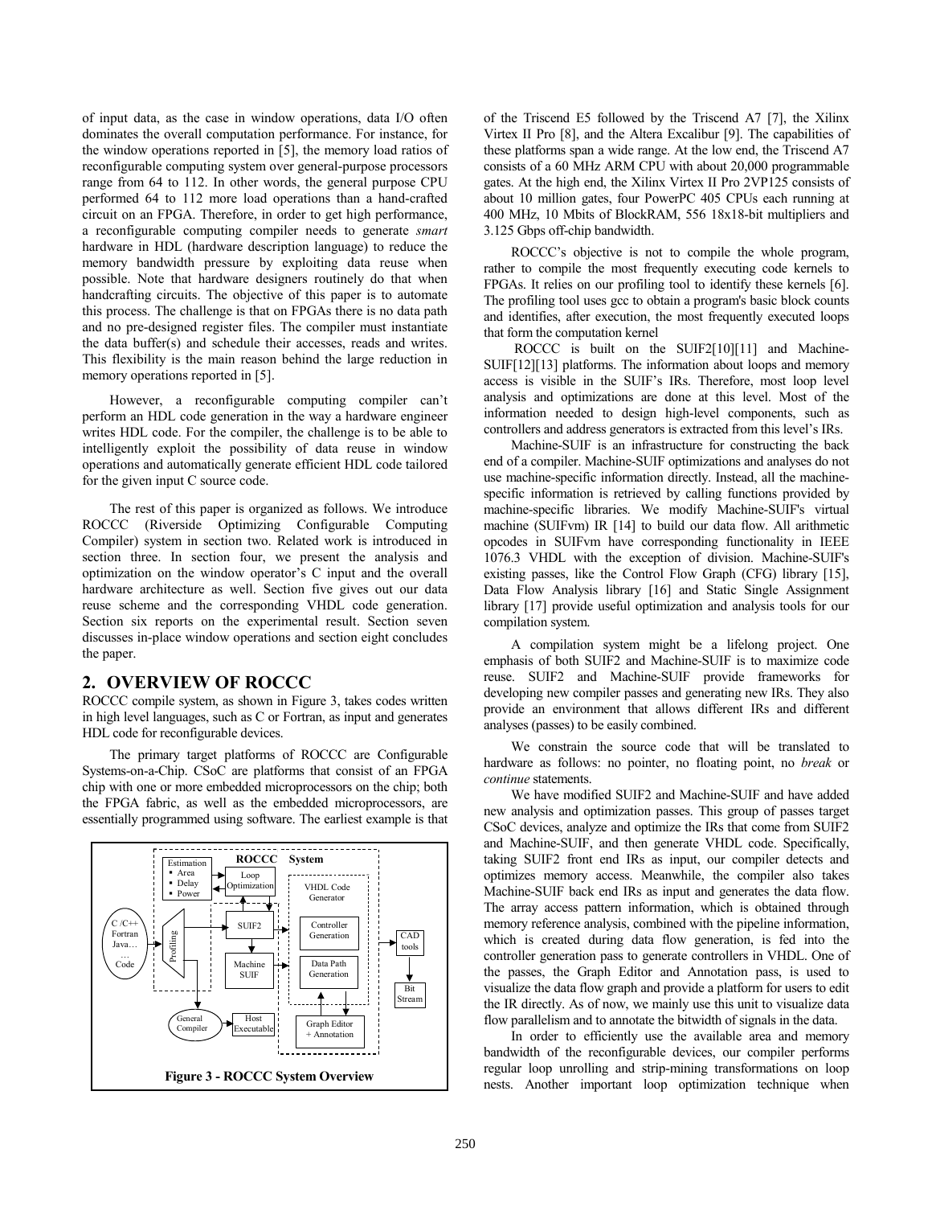of input data, as the case in window operations, data I/O often dominates the overall computation performance. For instance, for the window operations reported in [5], the memory load ratios of reconfigurable computing system over general-purpose processors range from 64 to 112. In other words, the general purpose CPU performed 64 to 112 more load operations than a hand-crafted circuit on an FPGA. Therefore, in order to get high performance, a reconfigurable computing compiler needs to generate *smart* hardware in HDL (hardware description language) to reduce the memory bandwidth pressure by exploiting data reuse when possible. Note that hardware designers routinely do that when handcrafting circuits. The objective of this paper is to automate this process. The challenge is that on FPGAs there is no data path and no pre-designed register files. The compiler must instantiate the data buffer(s) and schedule their accesses, reads and writes. This flexibility is the main reason behind the large reduction in memory operations reported in [5].

However, a reconfigurable computing compiler can't perform an HDL code generation in the way a hardware engineer writes HDL code. For the compiler, the challenge is to be able to intelligently exploit the possibility of data reuse in window operations and automatically generate efficient HDL code tailored for the given input C source code.

The rest of this paper is organized as follows. We introduce ROCCC (Riverside Optimizing Configurable Computing Compiler) system in section two. Related work is introduced in section three. In section four, we present the analysis and optimization on the window operator's C input and the overall hardware architecture as well. Section five gives out our data reuse scheme and the corresponding VHDL code generation. Section six reports on the experimental result. Section seven discusses in-place window operations and section eight concludes the paper.

## 2. OVERVIEW OF ROCCC

ROCCC compile system, as shown in Figure 3, takes codes written in high level languages, such as C or Fortran, as input and generates HDL code for reconfigurable devices.

The primary target platforms of ROCCC are Configurable Systems-on-a-Chip. CSoC are platforms that consist of an FPGA chip with one or more embedded microprocessors on the chip; both the FPGA fabric, as well as the embedded microprocessors, are essentially programmed using software. The earliest example is that of the Triscend E5 followed by the Triscend A7 [7], the Xilinx Virtex II Pro [8], and the Altera Excalibur [9]. The capabilities of these platforms span a wide range. At the low end, the Triscend A7 consists of a 60 MHz ARM CPU with about 20,000 programmable gates. At the high end, the Xilinx Virtex II Pro 2VP125 consists of about 10 million gates, four PowerPC 405 CPUs each running at 400 MHz, 10 Mbits of BlockRAM, 556 18x18-bit multipliers and 3.125 Gbps off-chip bandwidth.

**Figure 3 - ROCCC System Overview**

ROCCC's objective is not to compile the whole program, rather to compile the most frequently executing code kernels to FPGAs. It relies on our profiling tool to identify these kernels [6]. The profiling tool uses gcc to obtain a program's basic block counts and identifies, after execution, the most frequently executed loops that form the computation kernel

ROCCC is built on the SUIF2[10][11] and Machine-SUIF[12][13] platforms. The information about loops and memory access is visible in the SUIF's IRs. Therefore, most loop level analysis and optimizations are done at this level. Most of the information needed to design high-level components, such as controllers and address generators is extracted from this level's IRs.

Machine-SUIF is an infrastructure for constructing the back end of a compiler. Machine-SUIF optimizations and analyses do not use machine-specific information directly. Instead, all the machine-specific information is retrieved by calling functions provided by machine-specific libraries. We modify Machine-SUIF's virtual machine (SUIFvm) IR [14] to build our data flow. All arithmetic opcodes in SUIFvm have corresponding functionality in IEEE 1076.3 VHDL with the exception of division. Machine-SUIF's existing passes, like the Control Flow Graph (CFG) library [15], Data Flow Analysis library [16] and Static Single Assignment library [17] provide useful optimization and analysis tools for our compilation system.

A compilation system might be a lifelong project. One emphasis of both SUIF2 and Machine-SUIF is to maximize code reuse. SUIF2 and Machine-SUIF provide frameworks for developing new compiler passes and generating new IRs. They also provide an environment that allows different IRs and different analyses (passes) to be easily combined.

We constrain the source code that will be translated to hardware as follows: no pointer, no floating point, no *break* or *continue* statements.

We have modified SUIF2 and Machine-SUIF and have added new analysis and optimization passes. This group of passes target CSoC devices, analyze and optimize the IRs that come from SUIF2 and Machine-SUIF, and then generate VHDL code. Specifically, taking SUIF2 front end IRs as input, our compiler detects and optimizes memory access. Meanwhile, the compiler also takes Machine-SUIF back end IRs as input and generates the data flow. The array access pattern information, which is obtained through memory reference analysis, combined with the pipeline information, which is created during data flow generation, is fed into the controller generation pass to generate controllers in VHDL. One of the passes, the Graph Editor and Annotation pass, is used to visualize the data flow graph and provide a platform for users to edit the IR directly. As of now, we mainly use this unit to visualize data flow parallelism and to annotate the bitwidth of signals in the data.

In order to efficiently use the available area and memory bandwidth of the reconfigurable devices, our compiler performs regular loop unrolling and strip-mining transformations on loop nests. Another important loop optimization technique when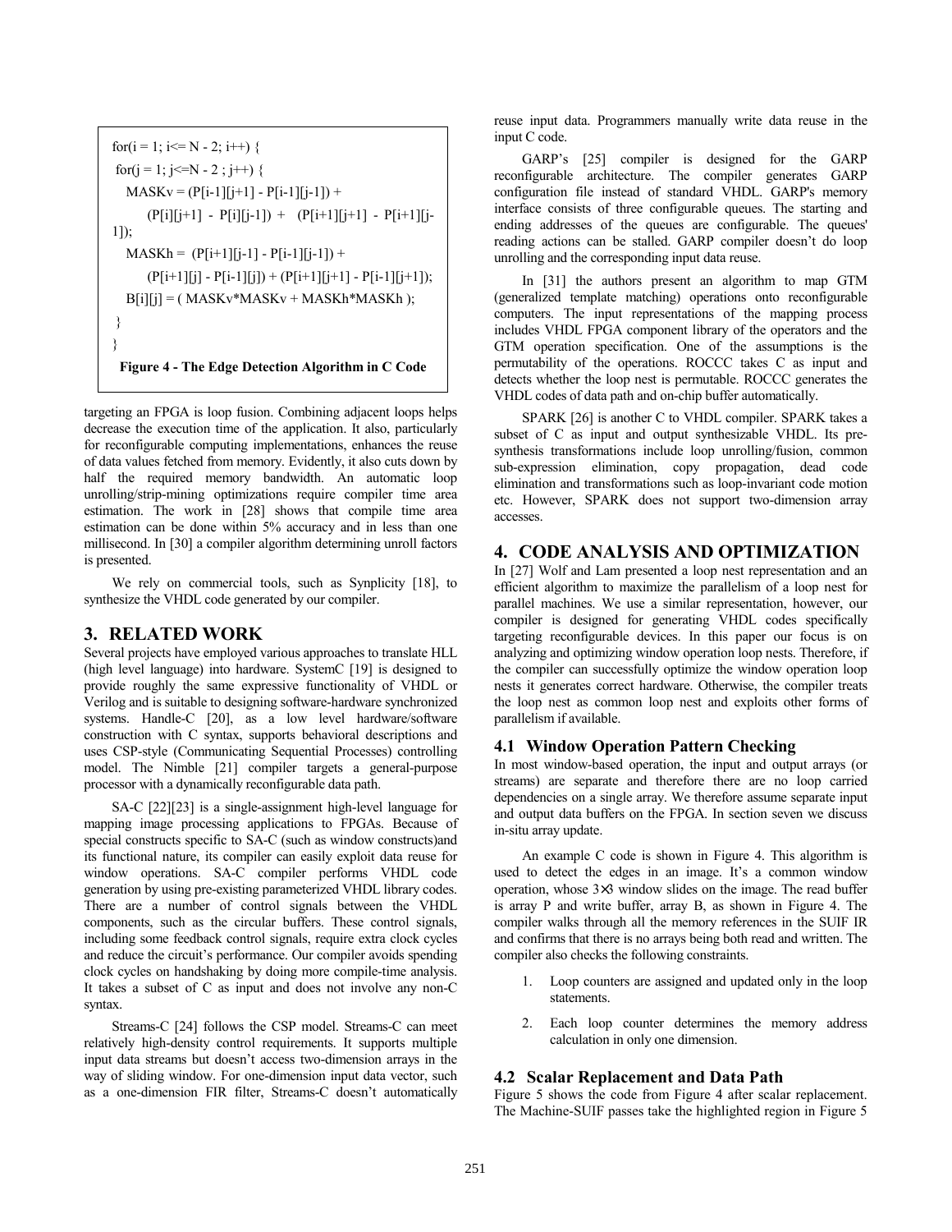```
for(i = 1; i<= N - 2; i++) {
 for(j = 1; j<=N - 2 ; j++) {
   MASKv = (P[i-1][j+1] - P[i-1][j-1]) +
        (P[i][j+1] - P[i][j-1]) + (P[i+1][j+1] - P[i+1][j-1]);
   MASKh = (P[i+1][j-1] - P[i-1][j-1]) +
        (P[i+1][j] - P[i-1][j]) + (P[i+1][j+1] - P[i-1][j+1]);
   B[i][j] = ( MASKv*MASKv + MASKh*MASKh );
 }
}
```

**Figure 4 - The Edge Detection Algorithm in C Code**

targeting an FPGA is loop fusion. Combining adjacent loops helps decrease the execution time of the application. It also, particularly for reconfigurable computing implementations, enhances the reuse of data values fetched from memory. Evidently, it also cuts down by half the required memory bandwidth. An automatic loop unrolling/strip-mining optimizations require compiler time area estimation. The work in [28] shows that compile time area estimation can be done within 5% accuracy and in less than one millisecond. In [30] a compiler algorithm determining unroll factors is presented.

We rely on commercial tools, such as Synplicity [18], to synthesize the VHDL code generated by our compiler.

## 3. RELATED WORK

Several projects have employed various approaches to translate HLL (high level language) into hardware. SystemC [19] is designed to provide roughly the same expressive functionality of VHDL or Verilog and is suitable to designing software-hardware synchronized systems. Handle-C [20], as a low level hardware/software construction with C syntax, supports behavioral descriptions and uses CSP-style (Communicating Sequential Processes) controlling model. The Nimble [21] compiler targets a general-purpose processor with a dynamically reconfigurable data path.

SA-C [22][23] is a single-assignment high-level language for mapping image processing applications to FPGAs. Because of special constructs specific to SA-C (such as window constructs)and its functional nature, its compiler can easily exploit data reuse for window operations. SA-C compiler performs VHDL code generation by using pre-existing parameterized VHDL library codes. There are a number of control signals between the VHDL components, such as the circular buffers. These control signals, including some feedback control signals, require extra clock cycles and reduce the circuit's performance. Our compiler avoids spending clock cycles on handshaking by doing more compile-time analysis. It takes a subset of C as input and does not involve any non-C syntax.

Streams-C [24] follows the CSP model. Streams-C can meet relatively high-density control requirements. It supports multiple input data streams but doesn't access two-dimension arrays in the way of sliding window. For one-dimension input data vector, such as a one-dimension FIR filter, Streams-C doesn't automatically reuse input data. Programmers manually write data reuse in the input C code.

GARP's [25] compiler is designed for the GARP reconfigurable architecture. The compiler generates GARP configuration file instead of standard VHDL. GARP's memory interface consists of three configurable queues. The starting and ending addresses of the queues are configurable. The queues' reading actions can be stalled. GARP compiler doesn't do loop unrolling and the corresponding input data reuse.

In [31] the authors present an algorithm to map GTM (generalized template matching) operations onto reconfigurable computers. The input representations of the mapping process includes VHDL FPGA component library of the operators and the GTM operation specification. One of the assumptions is the permutability of the operations. ROCCC takes C as input and detects whether the loop nest is permutable. ROCCC generates the VHDL codes of data path and on-chip buffer automatically.

SPARK [26] is another C to VHDL compiler. SPARK takes a subset of C as input and output synthesizable VHDL. Its pre-synthesis transformations include loop unrolling/fusion, common sub-expression elimination, copy propagation, dead code elimination and transformations such as loop-invariant code motion etc. However, SPARK does not support two-dimension array accesses.

## 4. CODE ANALYSIS AND OPTIMIZATION

In [27] Wolf and Lam presented a loop nest representation and an efficient algorithm to maximize the parallelism of a loop nest for parallel machines. We use a similar representation, however, our compiler is designed for generating VHDL codes specifically targeting reconfigurable devices. In this paper our focus is on analyzing and optimizing window operation loop nests. Therefore, if the compiler can successfully optimize the window operation loop nests it generates correct hardware. Otherwise, the compiler treats the loop nest as common loop nest and exploits other forms of parallelism if available.

### 4.1 Window Operation Pattern Checking

In most window-based operation, the input and output arrays (or streams) are separate and therefore there are no loop carried dependencies on a single array. We therefore assume separate input and output data buffers on the FPGA. In section seven we discuss in-situ array update.

An example C code is shown in Figure 4. This algorithm is used to detect the edges in an image. It's a common window operation, whose 3×3 window slides on the image. The read buffer is array P and write buffer, array B, as shown in Figure 4. The compiler walks through all the memory references in the SUIF IR and confirms that there is no arrays being both read and written. The compiler also checks the following constraints.

1. Loop counters are assigned and updated only in the loop statements.
2. Each loop counter determines the memory address calculation in only one dimension.

### 4.2 Scalar Replacement and Data Path

Figure 5 shows the code from Figure 4 after scalar replacement. The Machine-SUIF passes take the highlighted region in Figure 5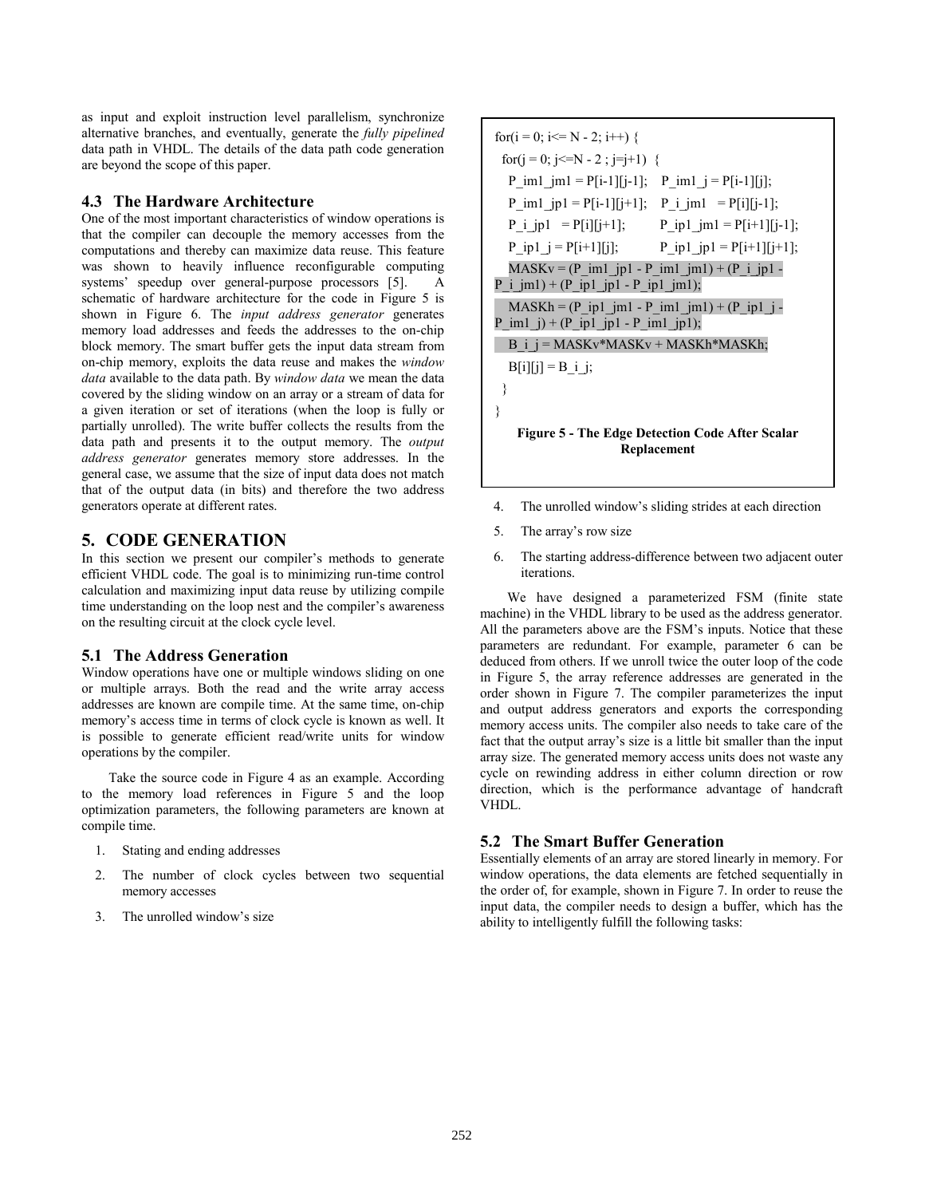as input and exploit instruction level parallelism, synchronize alternative branches, and eventually, generate the *fully pipelined* data path in VHDL. The details of the data path code generation are beyond the scope of this paper.

### 4.3 The Hardware Architecture

One of the most important characteristics of window operations is that the compiler can decouple the memory accesses from the computations and thereby can maximize data reuse. This feature was shown to heavily influence reconfigurable computing systems' speedup over general-purpose processors [5]. A schematic of hardware architecture for the code in Figure 5 is shown in Figure 6. The *input address generator* generates memory load addresses and feeds the addresses to the on-chip block memory. The smart buffer gets the input data stream from on-chip memory, exploits the data reuse and makes the *window data* available to the data path. By *window data* we mean the data covered by the sliding window on an array or a stream of data for a given iteration or set of iterations (when the loop is fully or partially unrolled). The write buffer collects the results from the data path and presents it to the output memory. The *output address generator* generates memory store addresses. In the general case, we assume that the size of input data does not match that of the output data (in bits) and therefore the two address generators operate at different rates.

```
for(i = 0; i<= N - 2; i++) {
  for(j = 0; j<=N - 2 ; j=j+1)  {
    P_im1_jm1 = P[i-1][j-1];    P_im1_j = P[i-1][j];
    P_im1_jp1 = P[i-1][j+1];    P_i_jm1   = P[i][j-1];
    P_i_jp1   = P[i][j+1];      P_ip1_jm1 = P[i+1][j-1];
    P_ip1_j = P[i+1][j];        P_ip1_jp1 = P[i+1][j+1];
    MASKv = (P_im1_jp1 - P_im1_jm1) + (P_i_jp1 - P_i_jm1) + (P_ip1_jp1 - P_ip1_jm1);
    MASKh = (P_ip1_jm1 - P_im1_jm1) + (P_ip1_j - P_im1_j) + (P_ip1_jp1 - P_im1_jp1);
    B_i_j = MASKv*MASKv + MASKh*MASKh;
    B[i][j] = B_i_j;
  }
}
```

**Figure 5 - The Edge Detection Code After Scalar Replacement**

## 5. CODE GENERATION

In this section we present our compiler's methods to generate efficient VHDL code. The goal is to minimizing run-time control calculation and maximizing input data reuse by utilizing compile time understanding on the loop nest and the compiler's awareness on the resulting circuit at the clock cycle level.

### 5.1 The Address Generation

Window operations have one or multiple windows sliding on one or multiple arrays. Both the read and the write array access addresses are known are compile time. At the same time, on-chip memory's access time in terms of clock cycle is known as well. It is possible to generate efficient read/write units for window operations by the compiler.

Take the source code in Figure 4 as an example. According to the memory load references in Figure 5 and the loop optimization parameters, the following parameters are known at compile time.

1. Stating and ending addresses
2. The number of clock cycles between two sequential memory accesses
3. The unrolled window's size
4. The unrolled window's sliding strides at each direction
5. The array's row size
6. The starting address-difference between two adjacent outer iterations.

We have designed a parameterized FSM (finite state machine) in the VHDL library to be used as the address generator. All the parameters above are the FSM's inputs. Notice that these parameters are redundant. For example, parameter 6 can be deduced from others. If we unroll twice the outer loop of the code in Figure 5, the array reference addresses are generated in the order shown in Figure 7. The compiler parameterizes the input and output address generators and exports the corresponding memory access units. The compiler also needs to take care of the fact that the output array's size is a little bit smaller than the input array size. The generated memory access units does not waste any cycle on rewinding address in either column direction or row direction, which is the performance advantage of handcraft VHDL.

### 5.2 The Smart Buffer Generation

Essentially elements of an array are stored linearly in memory. For window operations, the data elements are fetched sequentially in the order of, for example, shown in Figure 7. In order to reuse the input data, the compiler needs to design a buffer, which has the ability to intelligently fulfill the following tasks: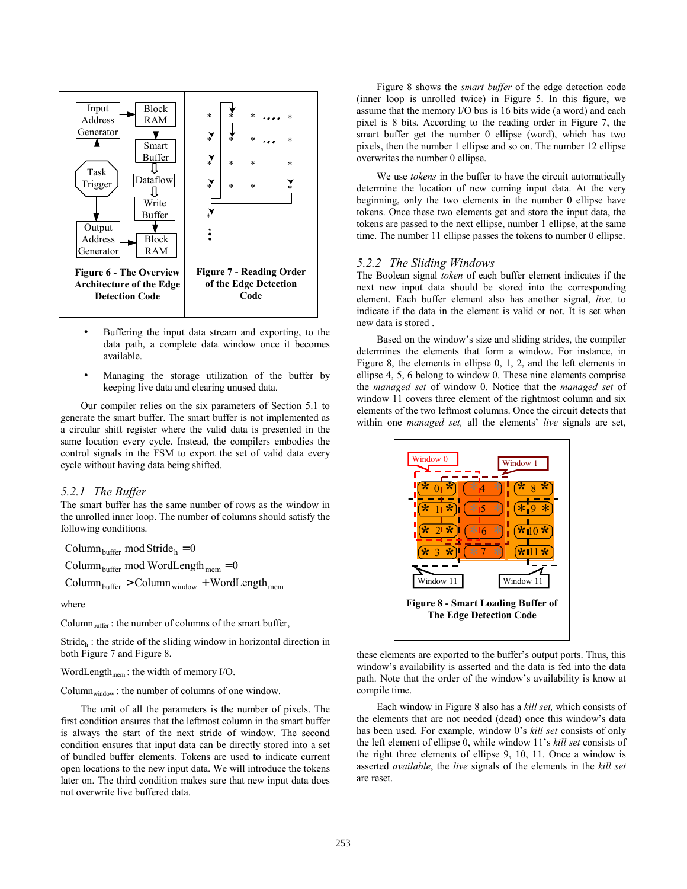Figure 6 - The Overview Architecture of the Edge Detection Code

Figure 7 - Reading Order of the Edge Detection Code

- Buffering the input data stream and exporting, to the data path, a complete data window once it becomes available.
- Managing the storage utilization of the buffer by keeping live data and clearing unused data.

Our compiler relies on the six parameters of Section 5.1 to generate the smart buffer. The smart buffer is not implemented as a circular shift register where the valid data is presented in the same location every cycle. Instead, the compilers embodies the control signals in the FSM to export the set of valid data every cycle without having data being shifted.

### *5.2.1 The Buffer*

The smart buffer has the same number of rows as the window in the unrolled inner loop. The number of columns should satisfy the following conditions.

$$Column_{buffer} \bmod Stride_h = 0$$

$$Column_{buffer} \bmod WordLength_{mem} = 0$$

$$Column_{buffer} > Column_{window} + WordLength_{mem}$$

where

$Column_{buffer}$ : the number of columns of the smart buffer,

$Stride_h$ : the stride of the sliding window in horizontal direction in both Figure 7 and Figure 8.

$WordLength_{mem}$ : the width of memory I/O.

$Column_{window}$ : the number of columns of one window.

The unit of all the parameters is the number of pixels. The first condition ensures that the leftmost column in the smart buffer is always the start of the next stride of window. The second condition ensures that input data can be directly stored into a set of bundled buffer elements. Tokens are used to indicate current open locations to the new input data. We will introduce the tokens later on. The third condition makes sure that new input data does not overwrite live buffered data.

Figure 8 shows the *smart buffer* of the edge detection code (inner loop is unrolled twice) in Figure 5. In this figure, we assume that the memory I/O bus is 16 bits wide (a word) and each pixel is 8 bits. According to the reading order in Figure 7, the smart buffer get the number 0 ellipse (word), which has two pixels, then the number 1 ellipse and so on. The number 12 ellipse overwrites the number 0 ellipse.

We use *tokens* in the buffer to have the circuit automatically determine the location of new coming input data. At the very beginning, only the two elements in the number 0 ellipse have tokens. Once these two elements get and store the input data, the tokens are passed to the next ellipse, number 1 ellipse, at the same time. The number 11 ellipse passes the tokens to number 0 ellipse.

### *5.2.2 The Sliding Windows*

The Boolean signal *token* of each buffer element indicates if the next new input data should be stored into the corresponding element. Each buffer element also has another signal, *live,* to indicate if the data in the element is valid or not. It is set when new data is stored .

Based on the window's size and sliding strides, the compiler determines the elements that form a window. For instance, in Figure 8, the elements in ellipse 0, 1, 2, and the left elements in ellipse 4, 5, 6 belong to window 0. These nine elements comprise the *managed set* of window 0. Notice that the *managed set* of window 11 covers three element of the rightmost column and six elements of the two leftmost columns. Once the circuit detects that within one *managed set,* all the elements' *live* signals are set,

Figure 8 - Smart Loading Buffer of The Edge Detection Code

these elements are exported to the buffer's output ports. Thus, this window's availability is asserted and the data is fed into the data path. Note that the order of the window's availability is know at compile time.

Each window in Figure 8 also has a *kill set,* which consists of the elements that are not needed (dead) once this window's data has been used. For example, window 0's *kill set* consists of only the left element of ellipse 0, while window 11's *kill set* consists of the right three elements of ellipse 9, 10, 11. Once a window is asserted *available*, the *live* signals of the elements in the *kill set* are reset.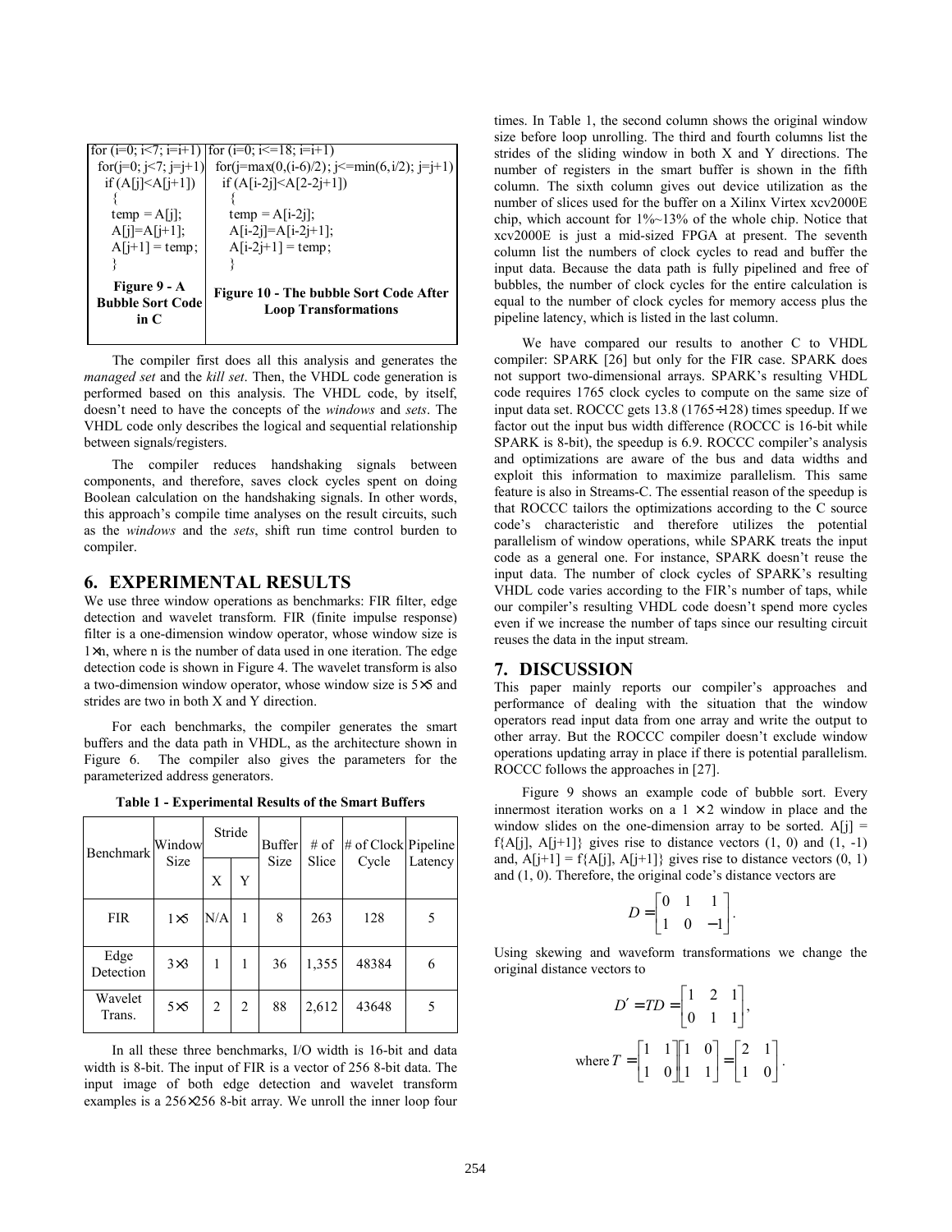```
for (i=0; i<7; i=i+1)
  for(j=0; j<7; j=j+1)
    if (A[j]<A[j+1])
    {
      temp = A[j];
      A[j]=A[j+1];
      A[j+1] = temp;
    }
```

**Figure 9 - A Bubble Sort Code in C**

```
for (i=0; i<=18; i=i+1)
  for(j=max(0,(i-6)/2); j<=min(6,i/2); j=j+1)
    if (A[i-2j]<A[2-2j+1])
    {
      temp = A[i-2j];
      A[i-2j]=A[i-2j+1];
      A[i-2j+1] = temp;
    }
```

**Figure 10 - The bubble Sort Code After Loop Transformations**

The compiler first does all this analysis and generates the *managed set* and the *kill set*. Then, the VHDL code generation is performed based on this analysis. The VHDL code, by itself, doesn't need to have the concepts of the *windows* and *sets*. The VHDL code only describes the logical and sequential relationship between signals/registers.

The compiler reduces handshaking signals between components, and therefore, saves clock cycles spent on doing Boolean calculation on the handshaking signals. In other words, this approach's compile time analyses on the result circuits, such as the *windows* and the *sets*, shift run time control burden to compiler.

## 6. EXPERIMENTAL RESULTS

We use three window operations as benchmarks: FIR filter, edge detection and wavelet transform. FIR (finite impulse response) filter is a one-dimension window operator, whose window size is $1\times n$, where n is the number of data used in one iteration. The edge detection code is shown in Figure 4. The wavelet transform is also a two-dimension window operator, whose window size is $5\times5$ and strides are two in both X and Y direction.

For each benchmarks, the compiler generates the smart buffers and the data path in VHDL, as the architecture shown in Figure 6. The compiler also gives the parameters for the parameterized address generators.

**Table 1 - Experimental Results of the Smart Buffers**

| Benchmark | Window Size | Stride | | Buffer Size | # of Slice | # of Clock Cycle | Pipeline Latency |
|---|---|---|---|---|---|---|---|
| | | X | Y | | | | |
| FIR | $1\times5$ | N/A | 1 | 8 | 263 | 128 | 5 |
| Edge Detection | $3\times3$ | 1 | 1 | 36 | 1,355 | 48384 | 6 |
| Wavelet Trans. | $5\times5$ | 2 | 2 | 88 | 2,612 | 43648 | 5 |

In all these three benchmarks, I/O width is 16-bit and data width is 8-bit. The input of FIR is a vector of 256 8-bit data. The input image of both edge detection and wavelet transform examples is a $256\times256$ 8-bit array. We unroll the inner loop four times. In Table 1, the second column shows the original window size before loop unrolling. The third and fourth columns list the strides of the sliding window in both X and Y directions. The number of registers in the smart buffer is shown in the fifth column. The sixth column gives out device utilization as the number of slices used for the buffer on a Xilinx Virtex xcv2000E chip, which account for 1%~13% of the whole chip. Notice that xcv2000E is just a mid-sized FPGA at present. The seventh column list the numbers of clock cycles to read and buffer the input data. Because the data path is fully pipelined and free of bubbles, the number of clock cycles for the entire calculation is equal to the number of clock cycles for memory access plus the pipeline latency, which is listed in the last column.

We have compared our results to another C to VHDL compiler: SPARK [26] but only for the FIR case. SPARK does not support two-dimensional arrays. SPARK's resulting VHDL code requires 1765 clock cycles to compute on the same size of input data set. ROCCC gets 13.8 (1765÷128) times speedup. If we factor out the input bus width difference (ROCCC is 16-bit while SPARK is 8-bit), the speedup is 6.9. ROCCC compiler's analysis and optimizations are aware of the bus and data widths and exploit this information to maximize parallelism. This same feature is also in Streams-C. The essential reason of the speedup is that ROCCC tailors the optimizations according to the C source code's characteristic and therefore utilizes the potential parallelism of window operations, while SPARK treats the input code as a general one. For instance, SPARK doesn't reuse the input data. The number of clock cycles of SPARK's resulting VHDL code varies according to the FIR's number of taps, while our compiler's resulting VHDL code doesn't spend more cycles even if we increase the number of taps since our resulting circuit reuses the data in the input stream.

## 7. DISCUSSION

This paper mainly reports our compiler's approaches and performance of dealing with the situation that the window operators read input data from one array and write the output to other array. But the ROCCC compiler doesn't exclude window operations updating array in place if there is potential parallelism. ROCCC follows the approaches in [27].

Figure 9 shows an example code of bubble sort. Every innermost iteration works on a $1 \times 2$ window in place and the window slides on the one-dimension array to be sorted. $A[j] = f\{A[j], A[j+1]\}$ gives rise to distance vectors (1, 0) and (1, -1) and, $A[j+1] = f\{A[j], A[j+1]\}$ gives rise to distance vectors (0, 1) and (1, 0). Therefore, the original code's distance vectors are

$$D = \begin{bmatrix} 0 & 1 & 1 \\ 1 & 0 & -1 \end{bmatrix}.$$

Using skewing and waveform transformations we change the original distance vectors to

$$D' = TD = \begin{bmatrix} 1 & 2 & 1 \\ 0 & 1 & 1 \end{bmatrix},$$

$$\text{where } T = \begin{bmatrix} 1 & 1 \\ 1 & 0 \end{bmatrix} \begin{bmatrix} 1 & 0 \\ 1 & 1 \end{bmatrix} = \begin{bmatrix} 2 & 1 \\ 1 & 0 \end{bmatrix}.$$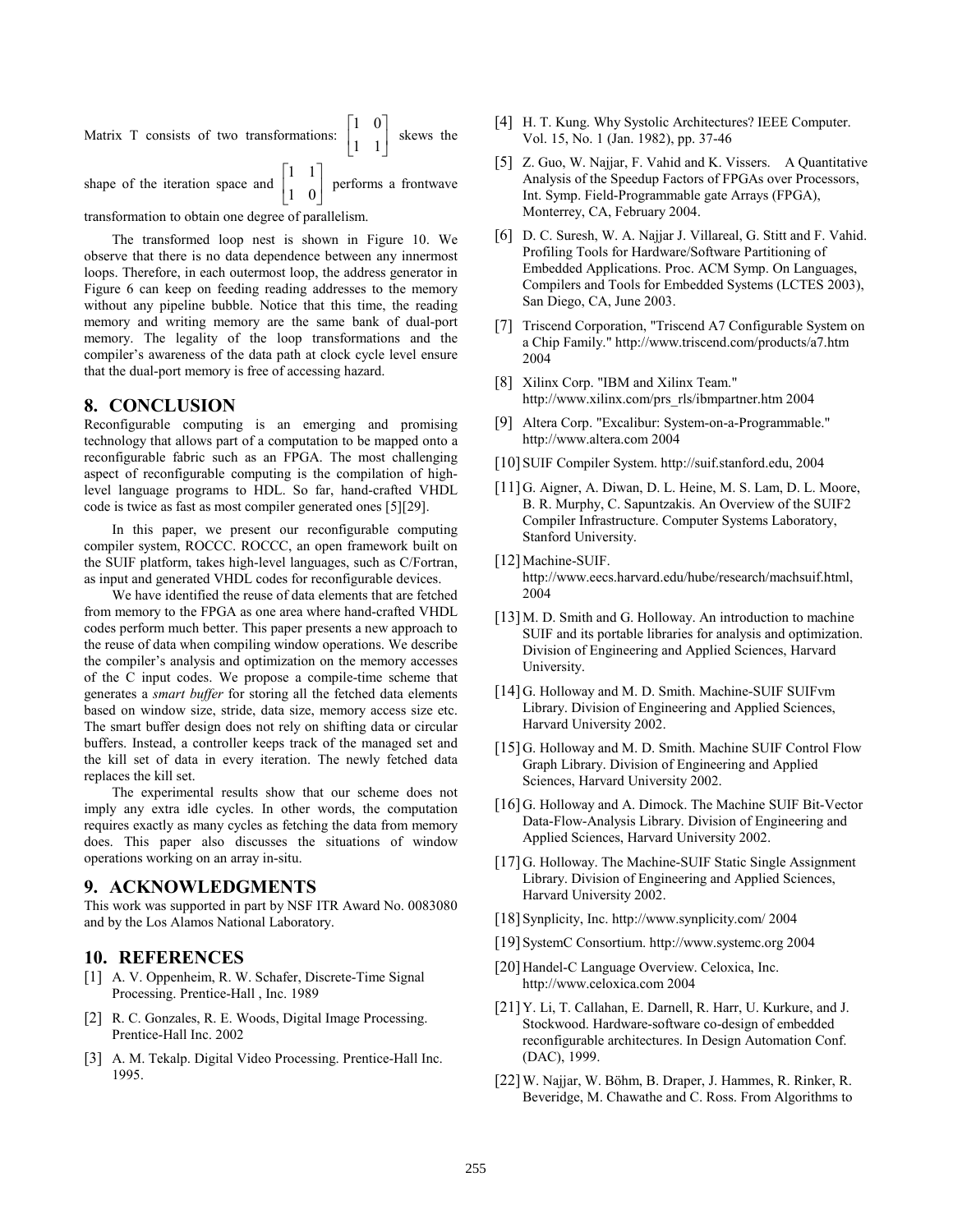Matrix T consists of two transformations: $\begin{bmatrix} 1 & 0 \\ 1 & 1 \end{bmatrix}$ skews the shape of the iteration space and $\begin{bmatrix} 1 & 1 \\ 1 & 0 \end{bmatrix}$ performs a frontwave transformation to obtain one degree of parallelism.

The transformed loop nest is shown in Figure 10. We observe that there is no data dependence between any innermost loops. Therefore, in each outermost loop, the address generator in Figure 6 can keep on feeding reading addresses to the memory without any pipeline bubble. Notice that this time, the reading memory and writing memory are the same bank of dual-port memory. The legality of the loop transformations and the compiler's awareness of the data path at clock cycle level ensure that the dual-port memory is free of accessing hazard.

## 8. CONCLUSION

Reconfigurable computing is an emerging and promising technology that allows part of a computation to be mapped onto a reconfigurable fabric such as an FPGA. The most challenging aspect of reconfigurable computing is the compilation of high-level language programs to HDL. So far, hand-crafted VHDL code is twice as fast as most compiler generated ones [5][29].

In this paper, we present our reconfigurable computing compiler system, ROCCC. ROCCC, an open framework built on the SUIF platform, takes high-level languages, such as C/Fortran, as input and generated VHDL codes for reconfigurable devices.

We have identified the reuse of data elements that are fetched from memory to the FPGA as one area where hand-crafted VHDL codes perform much better. This paper presents a new approach to the reuse of data when compiling window operations. We describe the compiler's analysis and optimization on the memory accesses of the C input codes. We propose a compile-time scheme that generates a *smart buffer* for storing all the fetched data elements based on window size, stride, data size, memory access size etc. The smart buffer design does not rely on shifting data or circular buffers. Instead, a controller keeps track of the managed set and the kill set of data in every iteration. The newly fetched data replaces the kill set.

The experimental results show that our scheme does not imply any extra idle cycles. In other words, the computation requires exactly as many cycles as fetching the data from memory does. This paper also discusses the situations of window operations working on an array in-situ.

## 9. ACKNOWLEDGMENTS

This work was supported in part by NSF ITR Award No. 0083080 and by the Los Alamos National Laboratory.

## 10. REFERENCES

[1] A. V. Oppenheim, R. W. Schafer, Discrete-Time Signal Processing. Prentice-Hall , Inc. 1989

[2] R. C. Gonzales, R. E. Woods, Digital Image Processing. Prentice-Hall Inc. 2002

[3] A. M. Tekalp. Digital Video Processing. Prentice-Hall Inc. 1995.

[4] H. T. Kung. Why Systolic Architectures? IEEE Computer. Vol. 15, No. 1 (Jan. 1982), pp. 37-46

[5] Z. Guo, W. Najjar, F. Vahid and K. Vissers. A Quantitative Analysis of the Speedup Factors of FPGAs over Processors, Int. Symp. Field-Programmable gate Arrays (FPGA), Monterrey, CA, February 2004.

[6] D. C. Suresh, W. A. Najjar J. Villareal, G. Stitt and F. Vahid. Profiling Tools for Hardware/Software Partitioning of Embedded Applications. Proc. ACM Symp. On Languages, Compilers and Tools for Embedded Systems (LCTES 2003), San Diego, CA, June 2003.

[7] Triscend Corporation, "Triscend A7 Configurable System on a Chip Family." http://www.triscend.com/products/a7.htm 2004

[8] Xilinx Corp. "IBM and Xilinx Team." http://www.xilinx.com/prs_rls/ibmpartner.htm 2004

[9] Altera Corp. "Excalibur: System-on-a-Programmable." http://www.altera.com 2004

[10] SUIF Compiler System. http://suif.stanford.edu, 2004

[11] G. Aigner, A. Diwan, D. L. Heine, M. S. Lam, D. L. Moore, B. R. Murphy, C. Sapuntzakis. An Overview of the SUIF2 Compiler Infrastructure. Computer Systems Laboratory, Stanford University.

[12] Machine-SUIF. http://www.eecs.harvard.edu/hube/research/machsuif.html, 2004

[13] M. D. Smith and G. Holloway. An introduction to machine SUIF and its portable libraries for analysis and optimization. Division of Engineering and Applied Sciences, Harvard University.

[14] G. Holloway and M. D. Smith. Machine-SUIF SUIFvm Library. Division of Engineering and Applied Sciences, Harvard University 2002.

[15] G. Holloway and M. D. Smith. Machine SUIF Control Flow Graph Library. Division of Engineering and Applied Sciences, Harvard University 2002.

[16] G. Holloway and A. Dimock. The Machine SUIF Bit-Vector Data-Flow-Analysis Library. Division of Engineering and Applied Sciences, Harvard University 2002.

[17] G. Holloway. The Machine-SUIF Static Single Assignment Library. Division of Engineering and Applied Sciences, Harvard University 2002.

[18] Synplicity, Inc. http://www.synplicity.com/ 2004

[19] SystemC Consortium. http://www.systemc.org 2004

[20] Handel-C Language Overview. Celoxica, Inc. http://www.celoxica.com 2004

[21] Y. Li, T. Callahan, E. Darnell, R. Harr, U. Kurkure, and J. Stockwood. Hardware-software co-design of embedded reconfigurable architectures. In Design Automation Conf. (DAC), 1999.

[22] W. Najjar, W. Böhm, B. Draper, J. Hammes, R. Rinker, R. Beveridge, M. Chawathe and C. Ross. From Algorithms to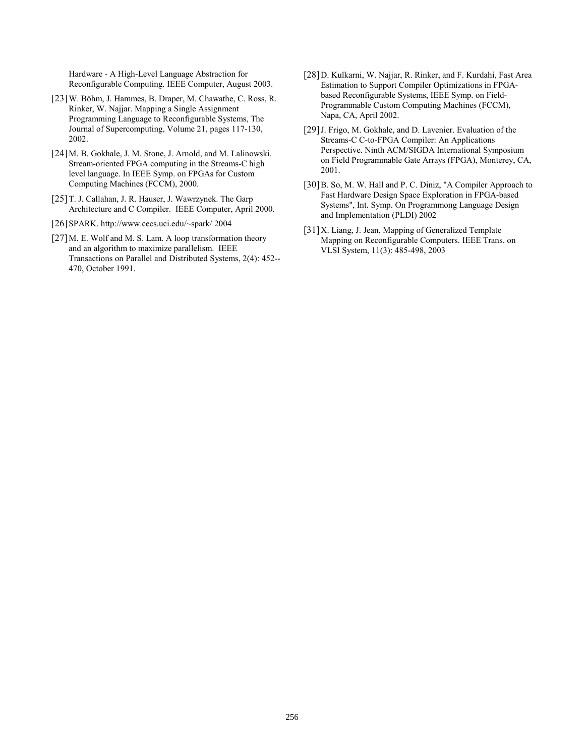Hardware - A High-Level Language Abstraction for Reconfigurable Computing. IEEE Computer, August 2003.

[23] W. Böhm, J. Hammes, B. Draper, M. Chawathe, C. Ross, R. Rinker, W. Najjar. Mapping a Single Assignment Programming Language to Reconfigurable Systems, The Journal of Supercomputing, Volume 21, pages 117-130, 2002.

[24] M. B. Gokhale, J. M. Stone, J. Arnold, and M. Lalinowski. Stream-oriented FPGA computing in the Streams-C high level language. In IEEE Symp. on FPGAs for Custom Computing Machines (FCCM), 2000.

[25] T. J. Callahan, J. R. Hauser, J. Wawrzynek. The Garp Architecture and C Compiler. IEEE Computer, April 2000.

[26] SPARK. http://www.cecs.uci.edu/~spark/ 2004

[27] M. E. Wolf and M. S. Lam. A loop transformation theory and an algorithm to maximize parallelism. IEEE Transactions on Parallel and Distributed Systems, 2(4): 452--470, October 1991.

[28] D. Kulkarni, W. Najjar, R. Rinker, and F. Kurdahi, Fast Area Estimation to Support Compiler Optimizations in FPGA-based Reconfigurable Systems, IEEE Symp. on Field-Programmable Custom Computing Machines (FCCM), Napa, CA, April 2002.

[29] J. Frigo, M. Gokhale, and D. Lavenier. Evaluation of the Streams-C C-to-FPGA Compiler: An Applications Perspective. Ninth ACM/SIGDA International Symposium on Field Programmable Gate Arrays (FPGA), Monterey, CA, 2001.

[30] B. So, M. W. Hall and P. C. Diniz, "A Compiler Approach to Fast Hardware Design Space Exploration in FPGA-based Systems", Int. Symp. On Programmong Language Design and Implementation (PLDI) 2002

[31] X. Liang, J. Jean, Mapping of Generalized Template Mapping on Reconfigurable Computers. IEEE Trans. on VLSI System, 11(3): 485-498, 2003